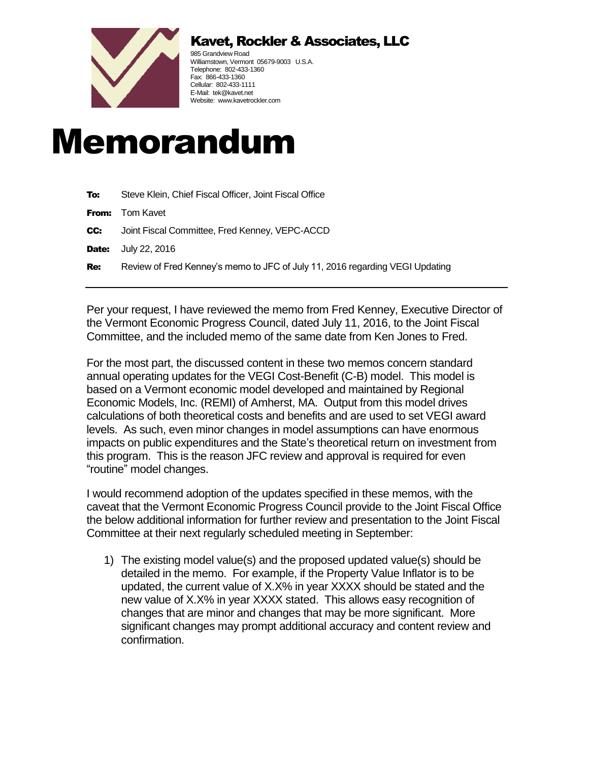# Kavet, Rockler & Associates, LLC

985 Grandview Road
Williamstown, Vermont 05679-9003 U.S.A.
Telephone: 802-433-1360
Fax: 866-433-1360
Cellular: 802-433-1111
E-Mail: tek@kavet.net
Website: www.kavetrockler.com

# Memorandum

**To:** Steve Klein, Chief Fiscal Officer, Joint Fiscal Office

**From:** Tom Kavet

**CC:** Joint Fiscal Committee, Fred Kenney, VEPC-ACCD

**Date:** July 22, 2016

**Re:** Review of Fred Kenney's memo to JFC of July 11, 2016 regarding VEGI Updating

---

Per your request, I have reviewed the memo from Fred Kenney, Executive Director of the Vermont Economic Progress Council, dated July 11, 2016, to the Joint Fiscal Committee, and the included memo of the same date from Ken Jones to Fred.

For the most part, the discussed content in these two memos concern standard annual operating updates for the VEGI Cost-Benefit (C-B) model. This model is based on a Vermont economic model developed and maintained by Regional Economic Models, Inc. (REMI) of Amherst, MA. Output from this model drives calculations of both theoretical costs and benefits and are used to set VEGI award levels. As such, even minor changes in model assumptions can have enormous impacts on public expenditures and the State's theoretical return on investment from this program. This is the reason JFC review and approval is required for even "routine" model changes.

I would recommend adoption of the updates specified in these memos, with the caveat that the Vermont Economic Progress Council provide to the Joint Fiscal Office the below additional information for further review and presentation to the Joint Fiscal Committee at their next regularly scheduled meeting in September:

1) The existing model value(s) and the proposed updated value(s) should be detailed in the memo. For example, if the Property Value Inflator is to be updated, the current value of X.X% in year XXXX should be stated and the new value of X.X% in year XXXX stated. This allows easy recognition of changes that are minor and changes that may be more significant. More significant changes may prompt additional accuracy and content review and confirmation.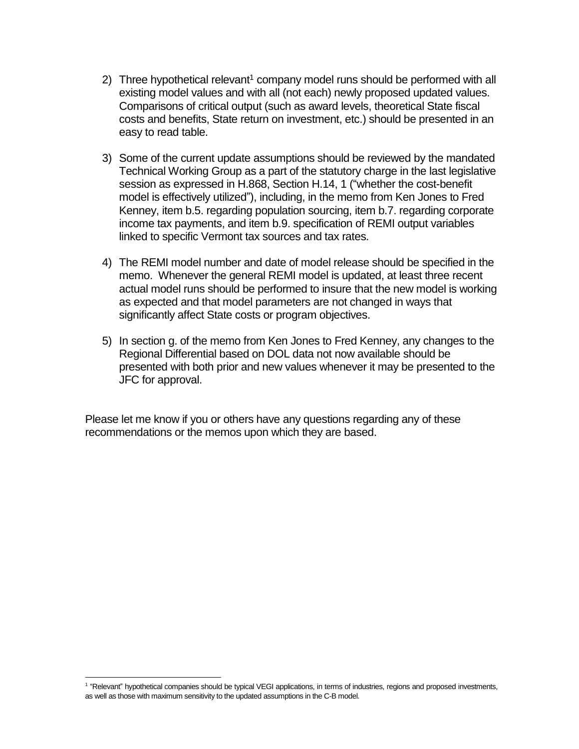2) Three hypothetical relevant[1] company model runs should be performed with all existing model values and with all (not each) newly proposed updated values. Comparisons of critical output (such as award levels, theoretical State fiscal costs and benefits, State return on investment, etc.) should be presented in an easy to read table.

3) Some of the current update assumptions should be reviewed by the mandated Technical Working Group as a part of the statutory charge in the last legislative session as expressed in H.868, Section H.14, 1 ("whether the cost-benefit model is effectively utilized"), including, in the memo from Ken Jones to Fred Kenney, item b.5. regarding population sourcing, item b.7. regarding corporate income tax payments, and item b.9. specification of REMI output variables linked to specific Vermont tax sources and tax rates.

4) The REMI model number and date of model release should be specified in the memo. Whenever the general REMI model is updated, at least three recent actual model runs should be performed to insure that the new model is working as expected and that model parameters are not changed in ways that significantly affect State costs or program objectives.

5) In section g. of the memo from Ken Jones to Fred Kenney, any changes to the Regional Differential based on DOL data not now available should be presented with both prior and new values whenever it may be presented to the JFC for approval.

Please let me know if you or others have any questions regarding any of these recommendations or the memos upon which they are based.

[1] "Relevant" hypothetical companies should be typical VEGI applications, in terms of industries, regions and proposed investments, as well as those with maximum sensitivity to the updated assumptions in the C-B model.